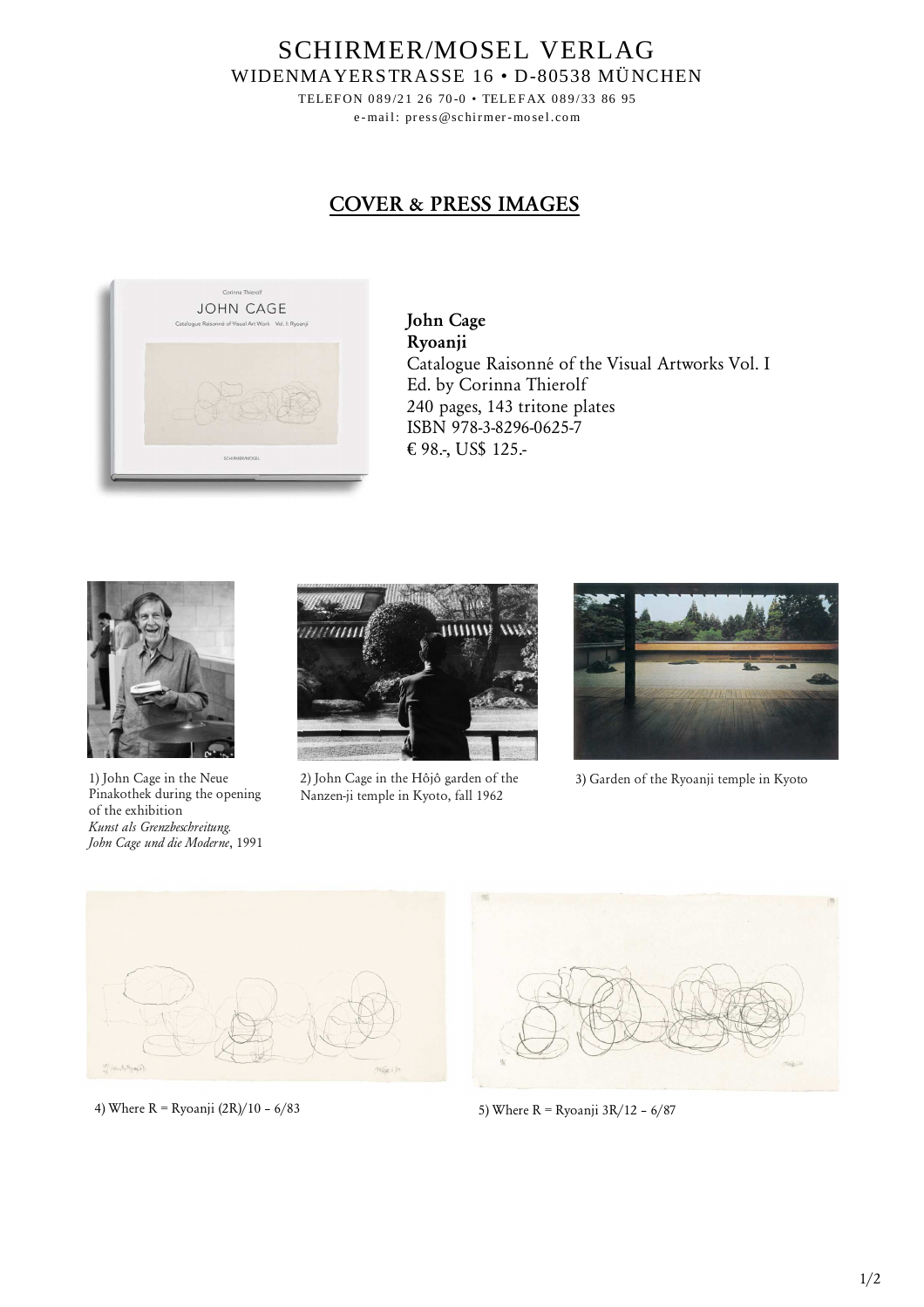SCHIRMER/MOSEL VERLAG
WIDENMAYERSTRASSE 16 • D-80538 MÜNCHEN

TELEFON 089/21 26 70-0 • TELEFAX 089/33 86 95
e-mail: press@schirmer-mosel.com

# COVER & PRESS IMAGES

**John Cage**
**Ryoanji**
Catalogue Raisonné of the Visual Artworks Vol. I
Ed. by Corinna Thierolf
240 pages, 143 tritone plates
ISBN 978-3-8296-0625-7
€ 98.-, US$ 125.-

1) John Cage in the Neue Pinakothek during the opening of the exhibition *Kunst als Grenzbeschreitung. John Cage und die Moderne*, 1991

2) John Cage in the Hôjô garden of the Nanzen-ji temple in Kyoto, fall 1962

3) Garden of the Ryoanji temple in Kyoto

4) Where R = Ryoanji (2R)/10 – 6/83

5) Where R = Ryoanji 3R/12 – 6/87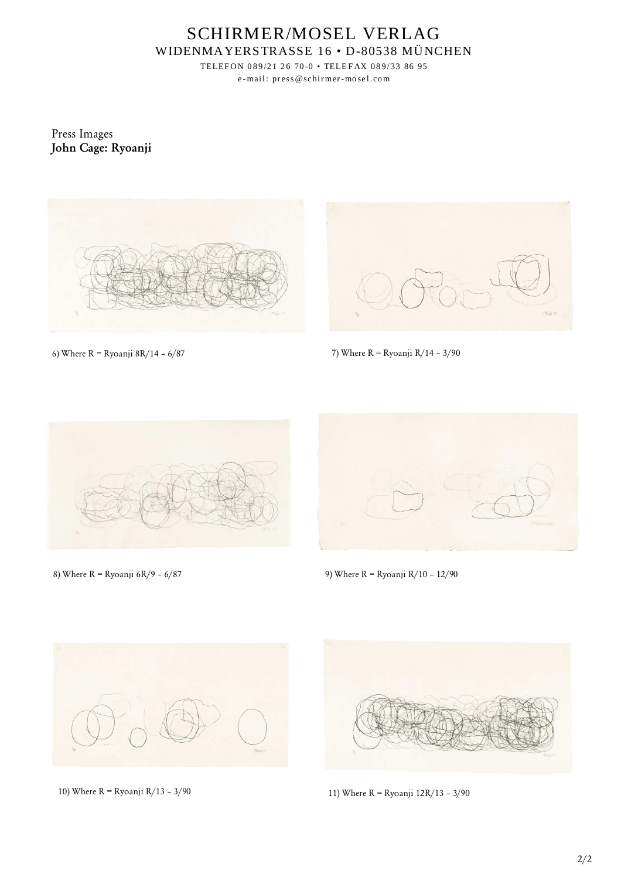SCHIRMER/MOSEL VERLAG
WIDENMAYERSTRASSE 16 • D-80538 MÜNCHEN
TELEFON 089/21 26 70-0 • TELEFAX 089/33 86 95
e-mail: press@schirmer-mosel.com

Press Images
**John Cage: Ryoanji**

6) Where R = Ryoanji 8R/14 – 6/87

7) Where R = Ryoanji R/14 – 3/90

8) Where R = Ryoanji 6R/9 – 6/87

9) Where R = Ryoanji R/10 – 12/90

10) Where R = Ryoanji R/13 – 3/90

11) Where R = Ryoanji 12R/13 – 3/90